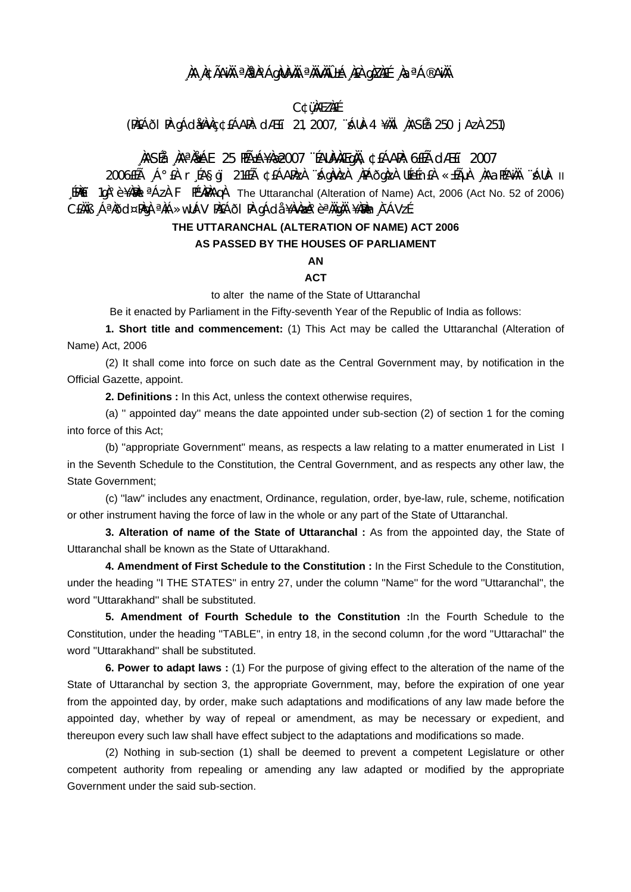¸ÀA¸À¢ÃAiÀÄ ªÀåªÀºÁgÀUÀ¼ÀÄ ªÀÄvÀÄÛ ±Á¸À£À gÀZÀ£É ¸ÀaªÁ®AiÀÄ

C¢ü¸ÀÆZÀ£É

(PÀ£ÁðlPÀ gÁdå¥ÀvÀæ ¢£ÁAPÀ: d£ÀªÀj 21, 2007, ¨sÁUÀ 4 ¥ÀÄl ¸ÀASÉå 250 jAzÀ 251)

¸ÀASÉå ¸ÀAªÀå±ÁE 25 PÉÃ±Á¥Àæ 2007 ¨ÉAUÀ¼ÀÆgÀÄ, ¢£ÁAPÀ: 6£Éà d£ÀªÀj 2007

2006£Éà ¸Á°£À r¸ÉA§gï 21£Éà ¢£ÁAPÀzÀ ¨sÁgÀvÀzÀ ¸ÀPÁðgÀzÀ UÉeÉn£À «±ÉõÀ ¸ÀAaPÉAiÀÄ ¨sÁUÀ II ¸ÉPÀë¤ 1gÀ°è ¥ÀæPÀn¸À¯ÁzÀ F PÉ¼ÀPÀAqÀ The Uttaranchal (Alteration of Name) Act, 2006 (Act No. 52 of 2006) C£ÀÄß ¸ÁªÀðd¤PÀgÀ ªÀiÁ»wUÁV PÀ£ÁðlPÀ gÁdå¥ÀvÀæzÀ°è ªÀÄgÀÄ ¥ÀæPÀn¸À¯ÁVzÉ.

**THE UTTARANCHAL (ALTERATION OF NAME) ACT 2006**

**AS PASSED BY THE HOUSES OF PARLIAMENT**

**AN**

**ACT**

to alter the name of the State of Uttaranchal

Be it enacted by Parliament in the Fifty-seventh Year of the Republic of India as follows:

**1. Short title and commencement:** (1) This Act may be called the Uttaranchal (Alteration of Name) Act, 2006

(2) It shall come into force on such date as the Central Government may, by notification in the Official Gazette, appoint.

**2. Definitions :** In this Act, unless the context otherwise requires,

(a) " appointed day" means the date appointed under sub-section (2) of section 1 for the coming into force of this Act;

(b) "appropriate Government" means, as respects a law relating to a matter enumerated in List I in the Seventh Schedule to the Constitution, the Central Government, and as respects any other law, the State Government;

(c) "law" includes any enactment, Ordinance, regulation, order, bye-law, rule, scheme, notification or other instrument having the force of law in the whole or any part of the State of Uttaranchal.

**3. Alteration of name of the State of Uttaranchal :** As from the appointed day, the State of Uttaranchal shall be known as the State of Uttarakhand.

**4. Amendment of First Schedule to the Constitution :** In the First Schedule to the Constitution, under the heading "I THE STATES" in entry 27, under the column "Name" for the word "Uttaranchal", the word "Uttarakhand" shall be substituted.

**5. Amendment of Fourth Schedule to the Constitution :**In the Fourth Schedule to the Constitution, under the heading "TABLE", in entry 18, in the second column ,for the word "Uttarachal" the word "Uttarakhand" shall be substituted.

**6. Power to adapt laws :** (1) For the purpose of giving effect to the alteration of the name of the State of Uttaranchal by section 3, the appropriate Government, may, before the expiration of one year from the appointed day, by order, make such adaptations and modifications of any law made before the appointed day, whether by way of repeal or amendment, as may be necessary or expedient, and thereupon every such law shall have effect subject to the adaptations and modifications so made.

(2) Nothing in sub-section (1) shall be deemed to prevent a competent Legislature or other competent authority from repealing or amending any law adapted or modified by the appropriate Government under the said sub-section.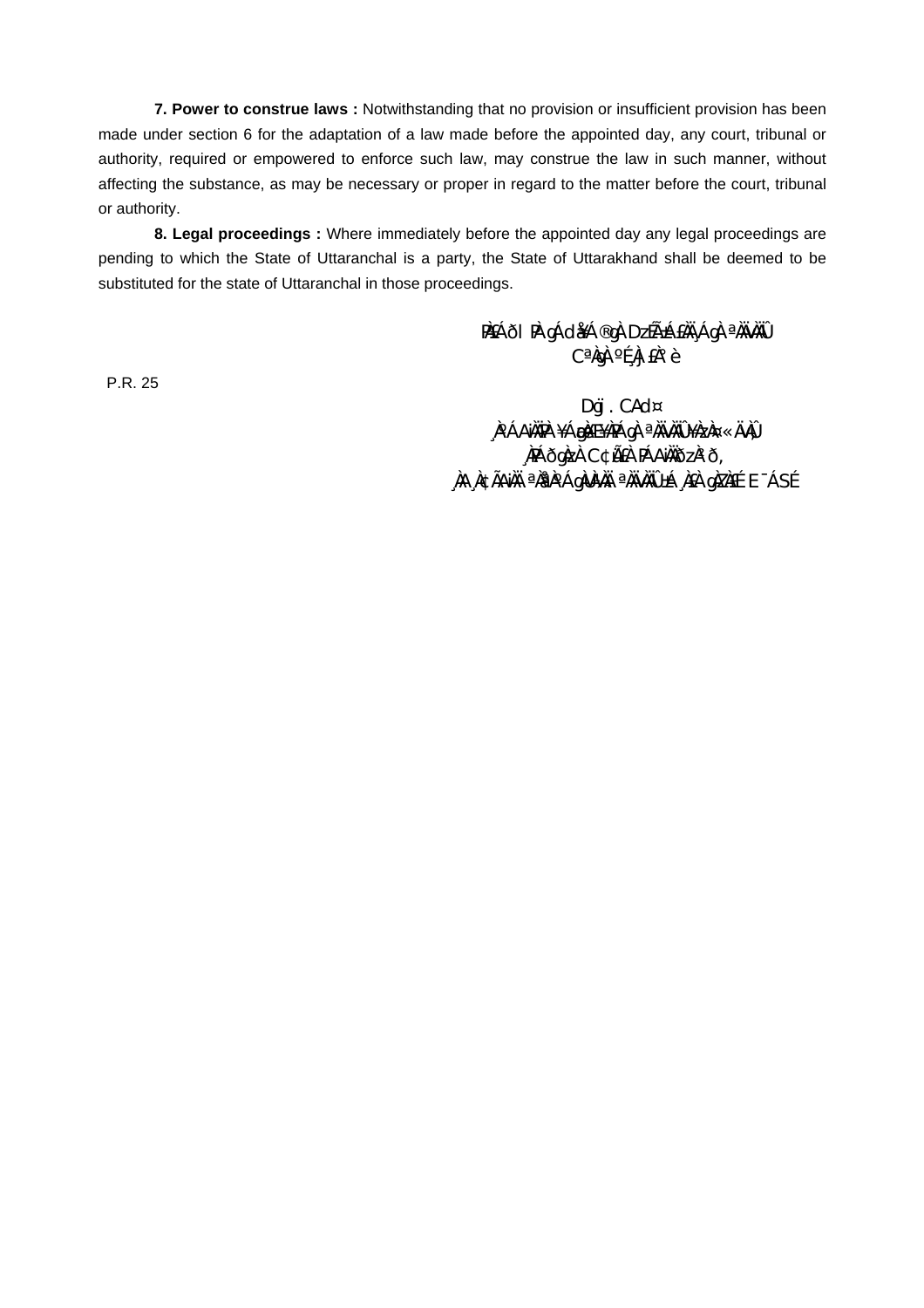**7. Power to construe laws :** Notwithstanding that no provision or insufficient provision has been made under section 6 for the adaptation of a law made before the appointed day, any court, tribunal or authority, required or empowered to enforce such law, may construe the law in such manner, without affecting the substance, as may be necessary or proper in regard to the matter before the court, tribunal or authority.

**8. Legal proceedings :** Where immediately before the appointed day any legal proceedings are pending to which the State of Uttaranchal is a party, the State of Uttarakhand shall be deemed to be substituted for the state of Uttaranchal in those proceedings.

PÀ£ÁðIPÀ gÁdå¥Á®gÀ DzÉñÁ£ÀĸÁgÀ ªÀÄvÀÄÛ
CªÀgÀ ºÉ¸Àj£À°è

P.R. 25

Dgï. CAd¤
¸ÀºÁAiÀÄPÀ ¥ÁægÀÆ¥ÀPÀgÀÄ ªÀÄvÀÄÛ ¥ÀzÀ¤«ÄvÀÛ
¸ÀPÁðgÀzÀ C¢üãÀ PÁAiÀÄðzÀ²ð,
¸ÀA¸À¢ÃAiÀÄ ªÀåªÀºÁgÀUÀ¼ÀÄ ªÀÄvÀÄÛ ±Á¸À£À gÀZÀ£É E¯ÁSÉ